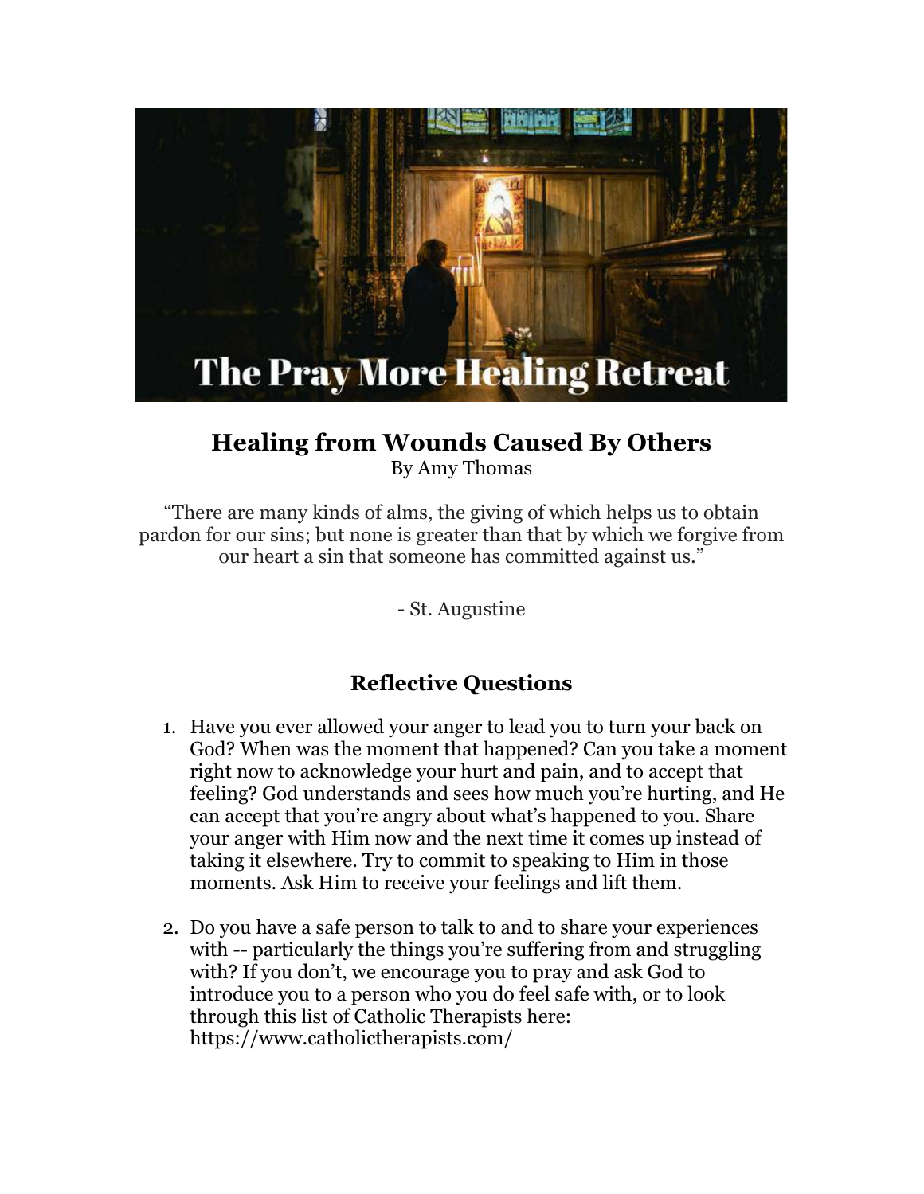The Pray More Healing Retreat

## Healing from Wounds Caused By Others

By Amy Thomas

"There are many kinds of alms, the giving of which helps us to obtain pardon for our sins; but none is greater than that by which we forgive from our heart a sin that someone has committed against us."

- St. Augustine

### Reflective Questions

1. Have you ever allowed your anger to lead you to turn your back on God? When was the moment that happened? Can you take a moment right now to acknowledge your hurt and pain, and to accept that feeling? God understands and sees how much you're hurting, and He can accept that you're angry about what's happened to you. Share your anger with Him now and the next time it comes up instead of taking it elsewhere. Try to commit to speaking to Him in those moments. Ask Him to receive your feelings and lift them.

2. Do you have a safe person to talk to and to share your experiences with -- particularly the things you're suffering from and struggling with? If you don't, we encourage you to pray and ask God to introduce you to a person who you do feel safe with, or to look through this list of Catholic Therapists here: https://www.catholictherapists.com/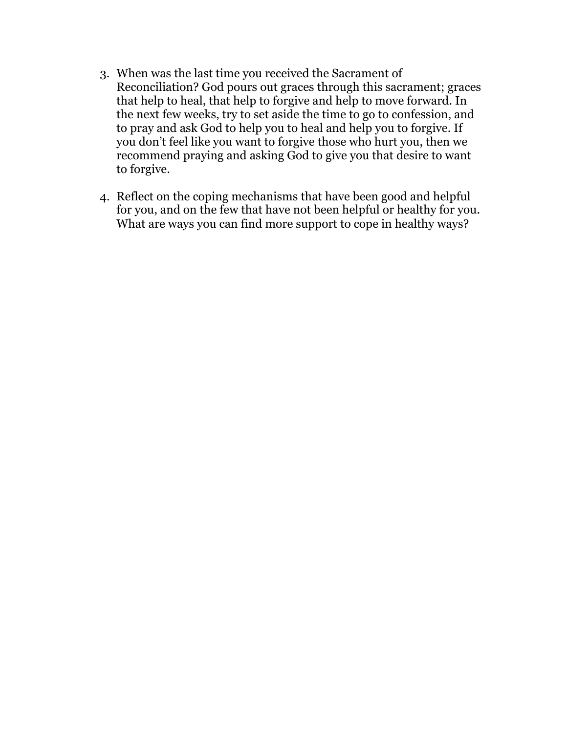3. When was the last time you received the Sacrament of Reconciliation? God pours out graces through this sacrament; graces that help to heal, that help to forgive and help to move forward. In the next few weeks, try to set aside the time to go to confession, and to pray and ask God to help you to heal and help you to forgive. If you don't feel like you want to forgive those who hurt you, then we recommend praying and asking God to give you that desire to want to forgive.

4. Reflect on the coping mechanisms that have been good and helpful for you, and on the few that have not been helpful or healthy for you. What are ways you can find more support to cope in healthy ways?